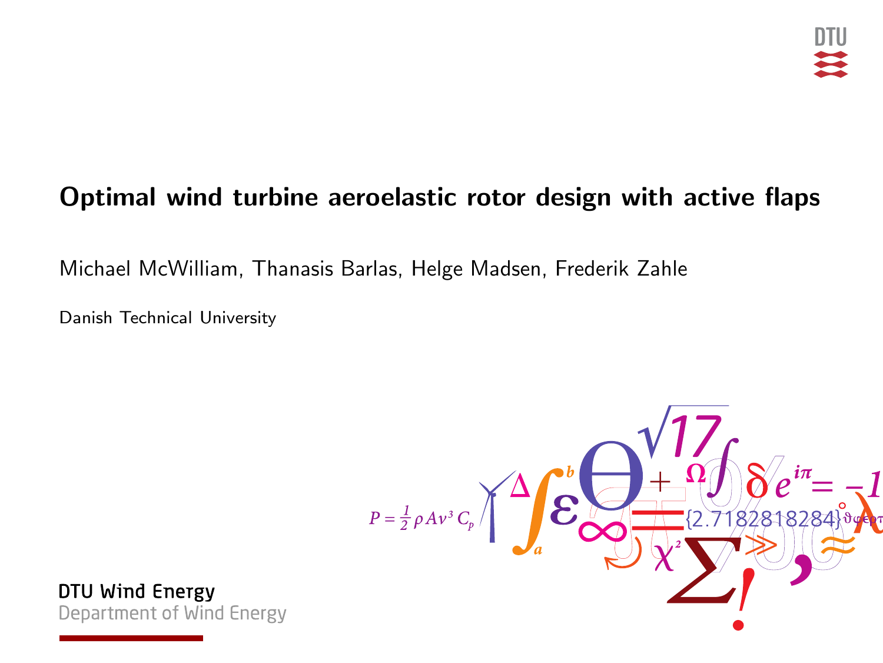# Optimal wind turbine aeroelastic rotor design with active flaps

Michael McWilliam, Thanasis Barlas, Helge Madsen, Frederik Zahle

Danish Technical University

DTU Wind Energy
Department of Wind Energy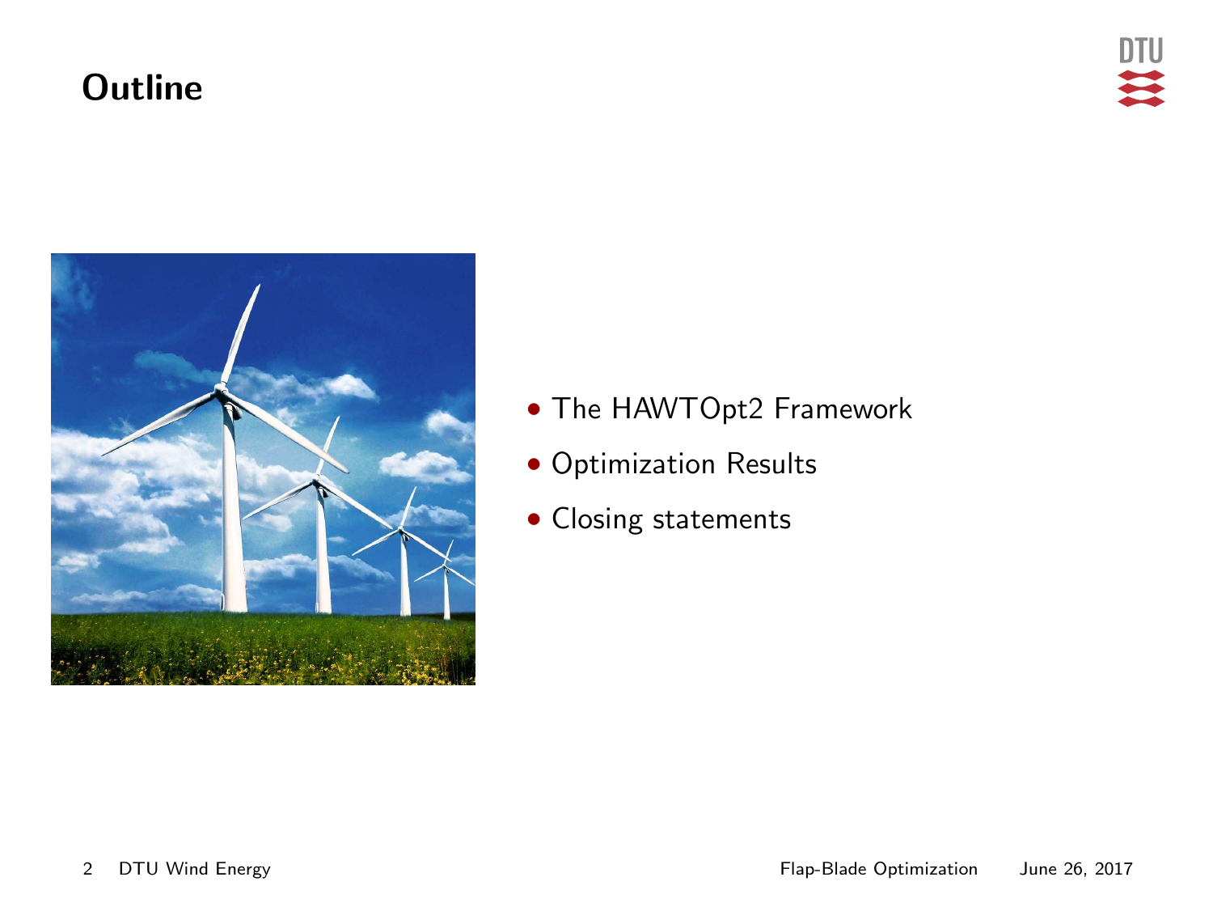# Outline

- The HAWTOpt2 Framework
- Optimization Results
- Closing statements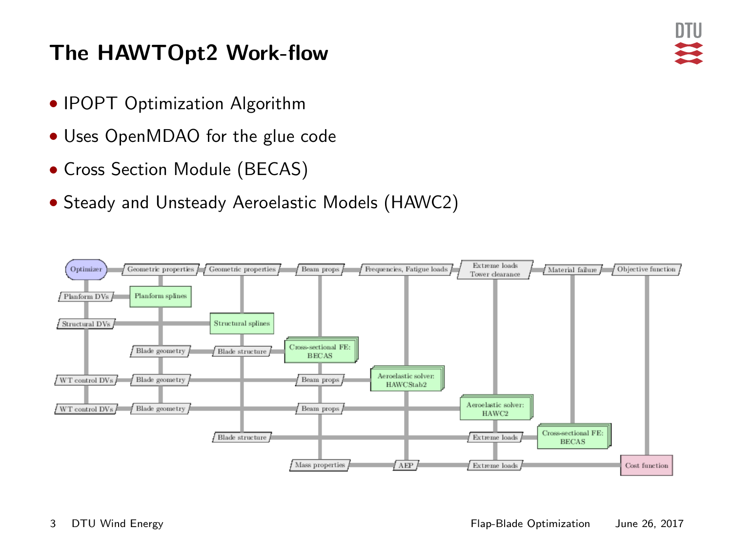# The HAWTOpt2 Work-flow

- IPOPT Optimization Algorithm
- Uses OpenMDAO for the glue code
- Cross Section Module (BECAS)
- Steady and Unsteady Aeroelastic Models (HAWC2)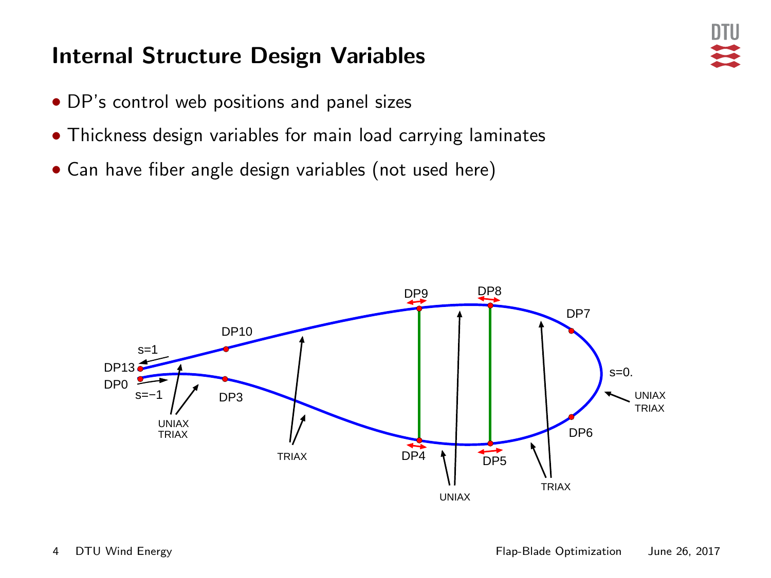# Internal Structure Design Variables

- DP's control web positions and panel sizes
- Thickness design variables for main load carrying laminates
- Can have fiber angle design variables (not used here)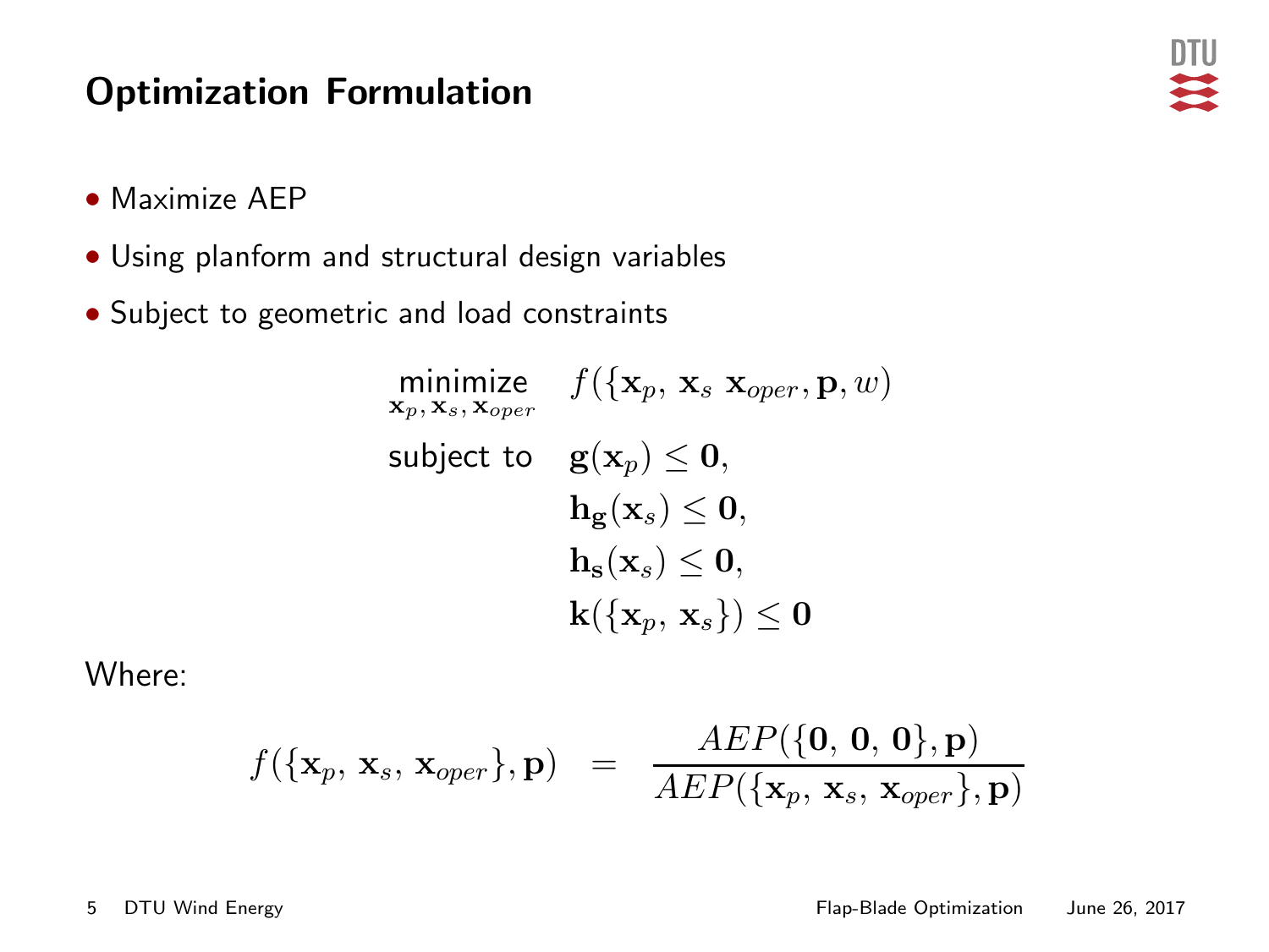# Optimization Formulation

- Maximize AEP
- Using planform and structural design variables
- Subject to geometric and load constraints

$$
\begin{aligned}
\underset{\mathbf{x}_p,\, \mathbf{x}_s,\, \mathbf{x}_{oper}}{\text{minimize}} \quad & f(\{\mathbf{x}_p,\, \mathbf{x}_s\ \mathbf{x}_{oper}, \mathbf{p}, w) \\
\text{subject to} \quad & \mathbf{g}(\mathbf{x}_p) \leq \mathbf{0}, \\
& \mathbf{h}_{\mathbf{g}}(\mathbf{x}_s) \leq \mathbf{0}, \\
& \mathbf{h}_{\mathbf{s}}(\mathbf{x}_s) \leq \mathbf{0}, \\
& \mathbf{k}(\{\mathbf{x}_p,\, \mathbf{x}_s\}) \leq \mathbf{0}
\end{aligned}
$$

Where:

$$
f(\{\mathbf{x}_p,\, \mathbf{x}_s,\, \mathbf{x}_{oper}\}, \mathbf{p}) \quad = \quad \frac{AEP(\{\mathbf{0},\, \mathbf{0},\, \mathbf{0}\}, \mathbf{p})}{AEP(\{\mathbf{x}_p,\, \mathbf{x}_s,\, \mathbf{x}_{oper}\}, \mathbf{p})}
$$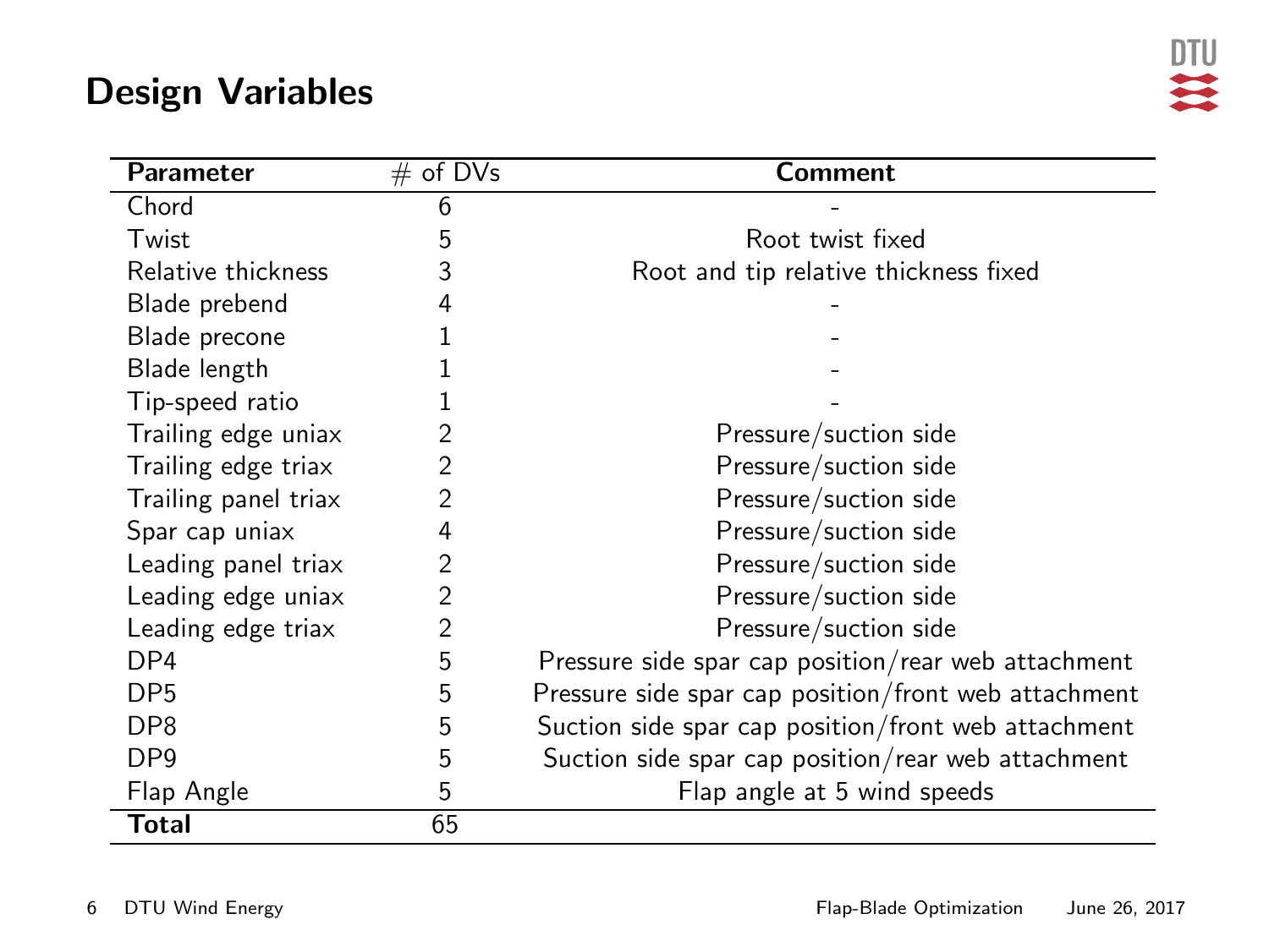# Design Variables

| Parameter | # of DVs | Comment |
|---|---|---|
| Chord | 6 | - |
| Twist | 5 | Root twist fixed |
| Relative thickness | 3 | Root and tip relative thickness fixed |
| Blade prebend | 4 | - |
| Blade precone | 1 | - |
| Blade length | 1 | - |
| Tip-speed ratio | 1 | - |
| Trailing edge uniax | 2 | Pressure/suction side |
| Trailing edge triax | 2 | Pressure/suction side |
| Trailing panel triax | 2 | Pressure/suction side |
| Spar cap uniax | 4 | Pressure/suction side |
| Leading panel triax | 2 | Pressure/suction side |
| Leading edge uniax | 2 | Pressure/suction side |
| Leading edge triax | 2 | Pressure/suction side |
| DP4 | 5 | Pressure side spar cap position/rear web attachment |
| DP5 | 5 | Pressure side spar cap position/front web attachment |
| DP8 | 5 | Suction side spar cap position/front web attachment |
| DP9 | 5 | Suction side spar cap position/rear web attachment |
| Flap Angle | 5 | Flap angle at 5 wind speeds |
| **Total** | 65 | |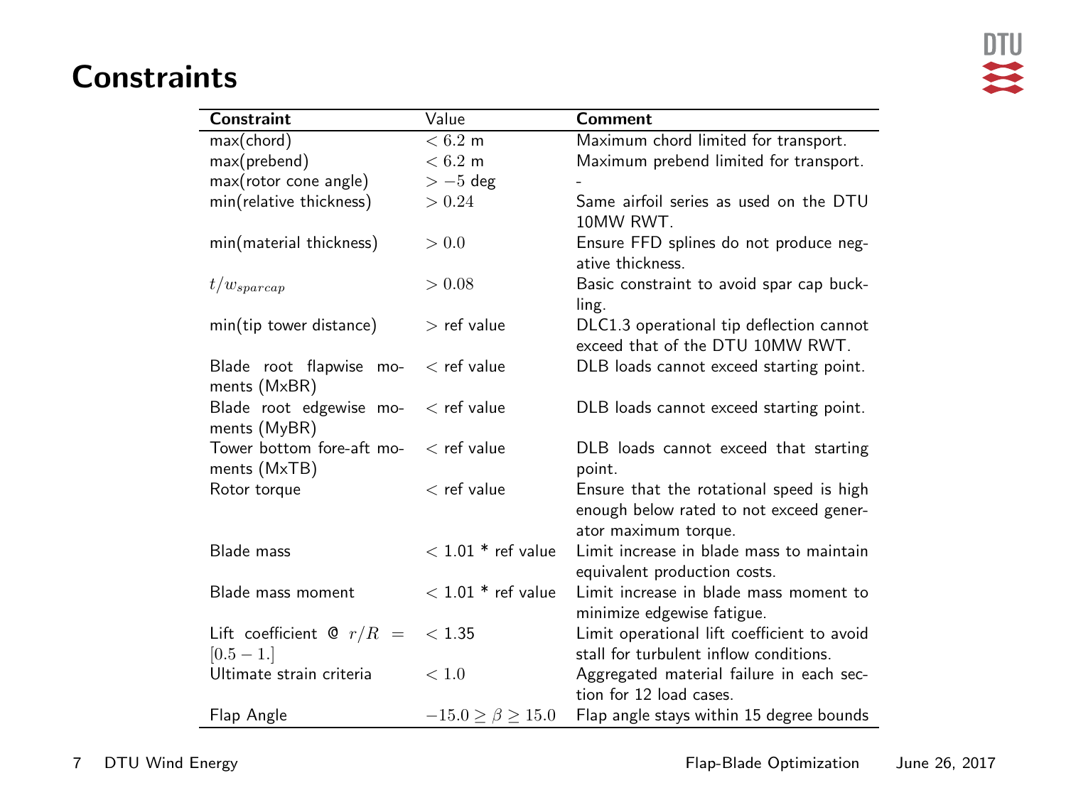# Constraints

| Constraint | Value | Comment |
|---|---|---|
| max(chord) | $< 6.2$ m | Maximum chord limited for transport. |
| max(prebend) | $< 6.2$ m | Maximum prebend limited for transport. |
| max(rotor cone angle) | $> -5$ deg | - |
| min(relative thickness) | $> 0.24$ | Same airfoil series as used on the DTU 10MW RWT. |
| min(material thickness) | $> 0.0$ | Ensure FFD splines do not produce negative thickness. |
| $t/w_{sparcap}$ | $> 0.08$ | Basic constraint to avoid spar cap buckling. |
| min(tip tower distance) | $>$ ref value | DLC1.3 operational tip deflection cannot exceed that of the DTU 10MW RWT. |
| Blade root flapwise moments (MxBR) | $<$ ref value | DLB loads cannot exceed starting point. |
| Blade root edgewise moments (MyBR) | $<$ ref value | DLB loads cannot exceed starting point. |
| Tower bottom fore-aft moments (MxTB) | $<$ ref value | DLB loads cannot exceed that starting point. |
| Rotor torque | $<$ ref value | Ensure that the rotational speed is high enough below rated to not exceed generator maximum torque. |
| Blade mass | $<$ 1.01 * ref value | Limit increase in blade mass to maintain equivalent production costs. |
| Blade mass moment | $<$ 1.01 * ref value | Limit increase in blade mass moment to minimize edgewise fatigue. |
| Lift coefficient @ $r/R = [0.5 - 1.]$ | $<$ 1.35 | Limit operational lift coefficient to avoid stall for turbulent inflow conditions. |
| Ultimate strain criteria | $< 1.0$ | Aggregated material failure in each section for 12 load cases. |
| Flap Angle | $-15.0 \geq \beta \geq 15.0$ | Flap angle stays within 15 degree bounds |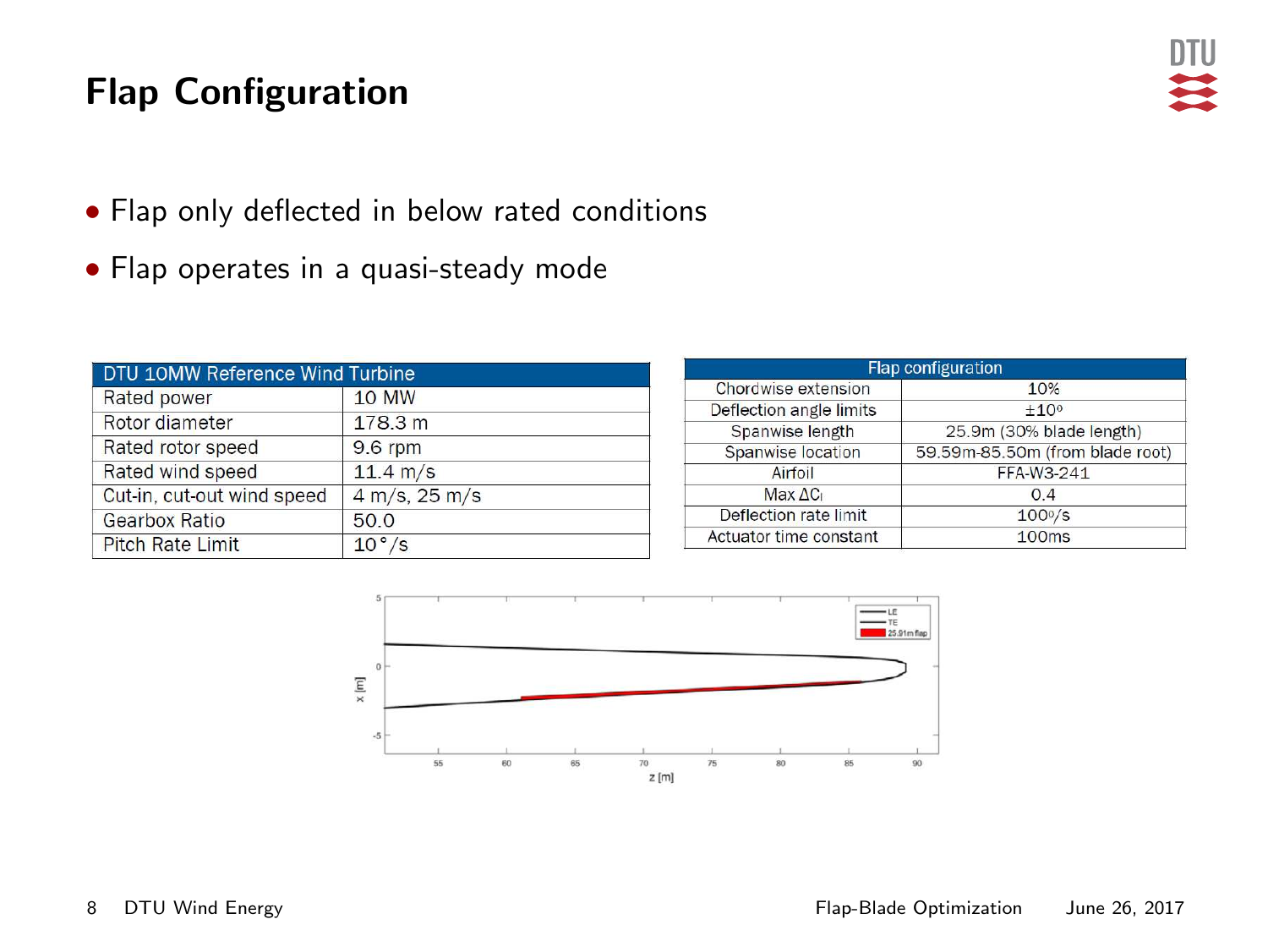# Flap Configuration

- Flap only deflected in below rated conditions
- Flap operates in a quasi-steady mode

| DTU 10MW Reference Wind Turbine | |
|---|---|
| Rated power | 10 MW |
| Rotor diameter | 178.3 m |
| Rated rotor speed | 9.6 rpm |
| Rated wind speed | 11.4 m/s |
| Cut-in, cut-out wind speed | 4 m/s, 25 m/s |
| Gearbox Ratio | 50.0 |
| Pitch Rate Limit | 10°/s |

| Flap configuration | |
|---|---|
| Chordwise extension | 10% |
| Deflection angle limits | ±10° |
| Spanwise length | 25.9m (30% blade length) |
| Spanwise location | 59.59m-85.50m (from blade root) |
| Airfoil | FFA-W3-241 |
| Max $\Delta C_l$ | 0.4 |
| Deflection rate limit | 100°/s |
| Actuator time constant | 100ms |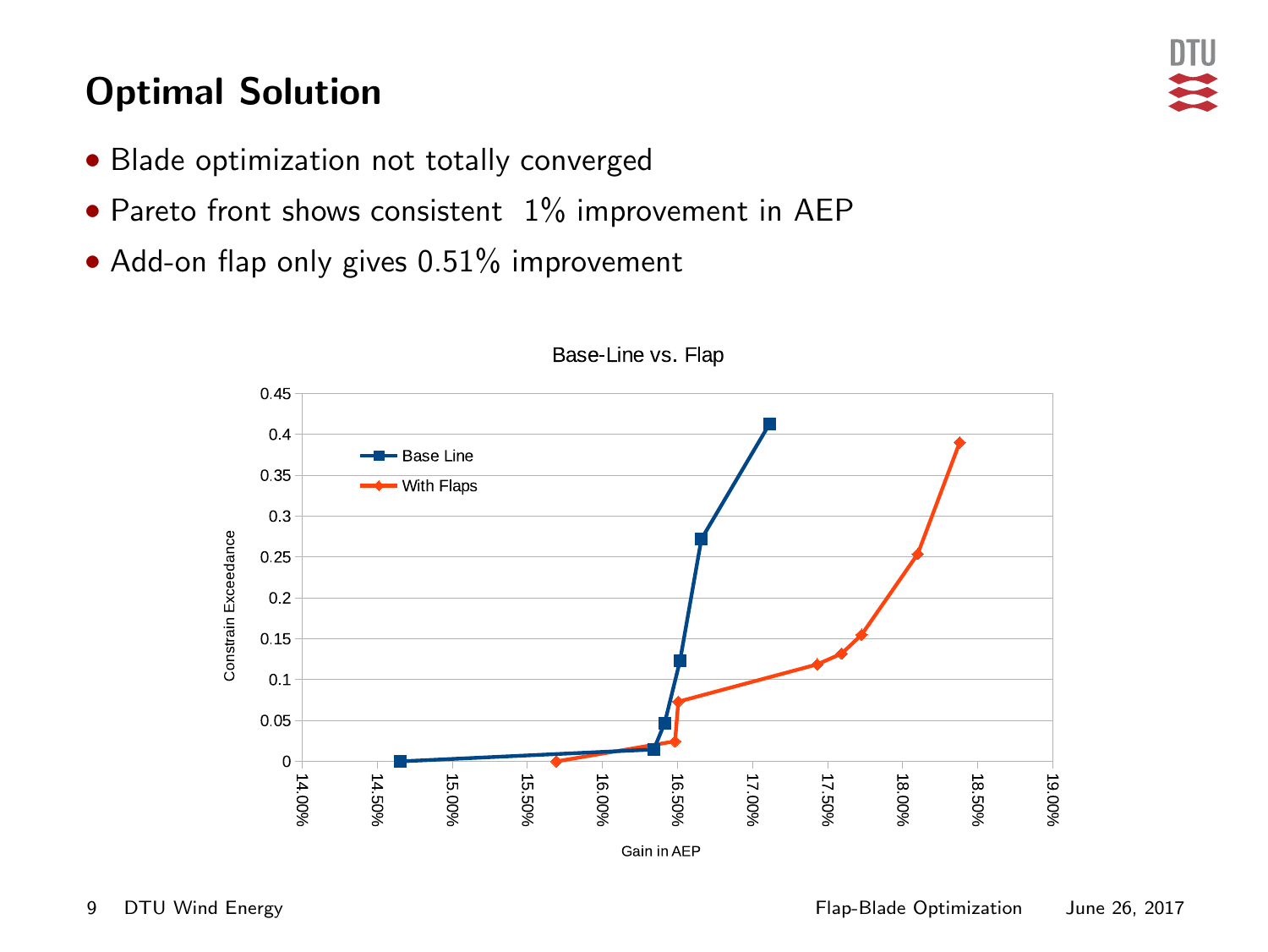# Optimal Solution

- Blade optimization not totally converged
- Pareto front shows consistent 1% improvement in AEP
- Add-on flap only gives 0.51% improvement

Base-Line vs. Flap

Base Line

With Flaps

Constrain Exceedance

0.45 0.4 0.35 0.3 0.25 0.2 0.15 0.1 0.05 0

14.00% 14.50% 15.00% 15.50% 16.00% 16.50% 17.00% 17.50% 18.00% 18.50% 19.00%

Gain in AEP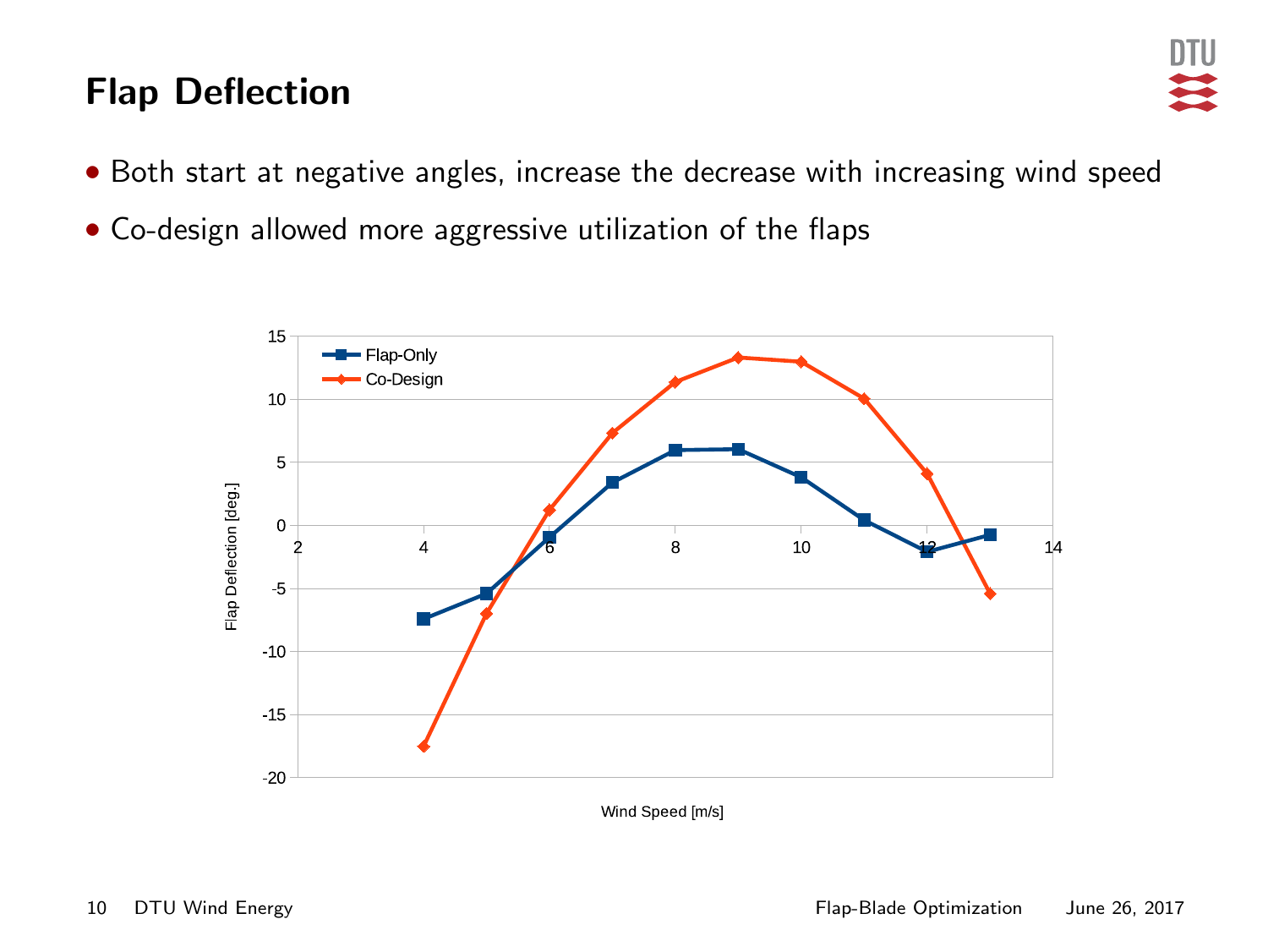# Flap Deflection

- Both start at negative angles, increase the decrease with increasing wind speed
- Co-design allowed more aggressive utilization of the flaps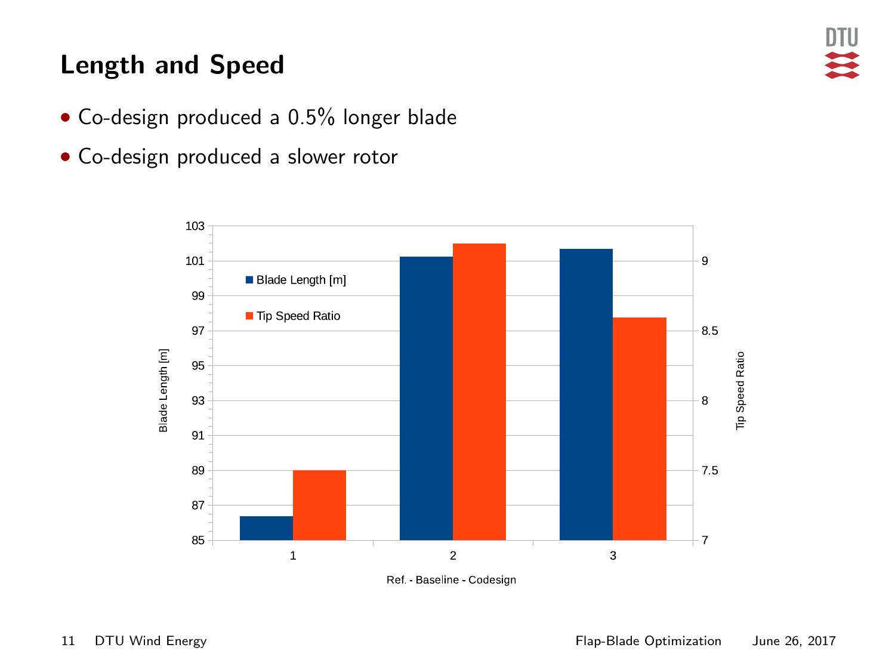## Length and Speed

- Co-design produced a 0.5% longer blade
- Co-design produced a slower rotor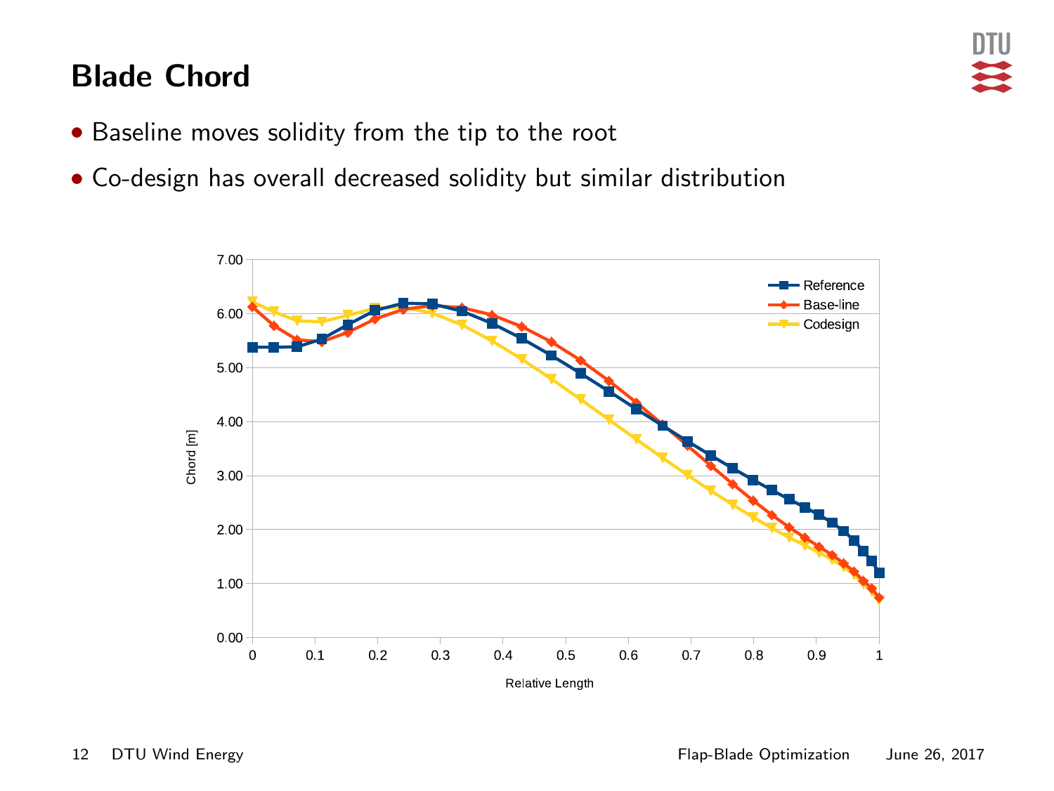# Blade Chord

- Baseline moves solidity from the tip to the root
- Co-design has overall decreased solidity but similar distribution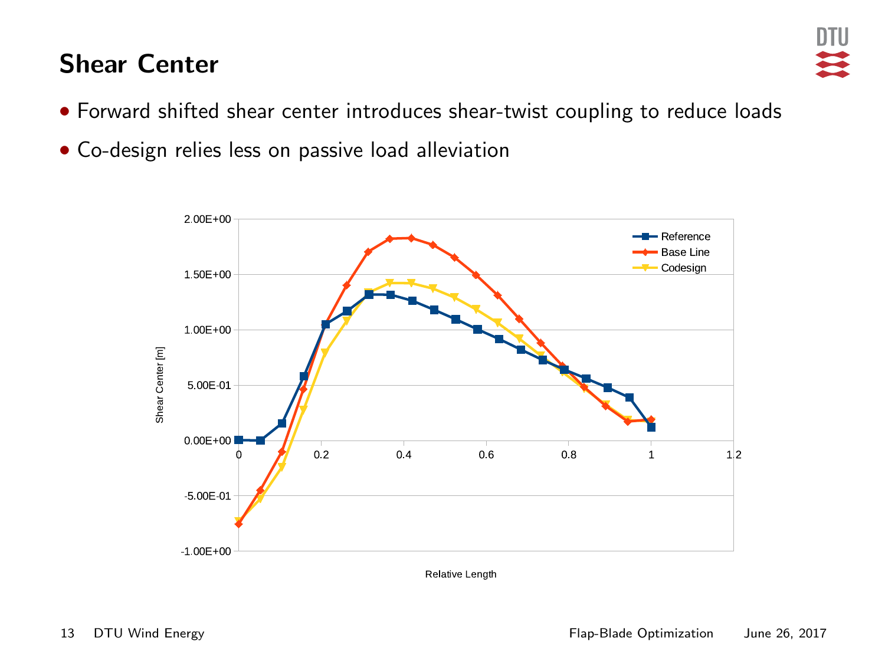# Shear Center

- Forward shifted shear center introduces shear-twist coupling to reduce loads
- Co-design relies less on passive load alleviation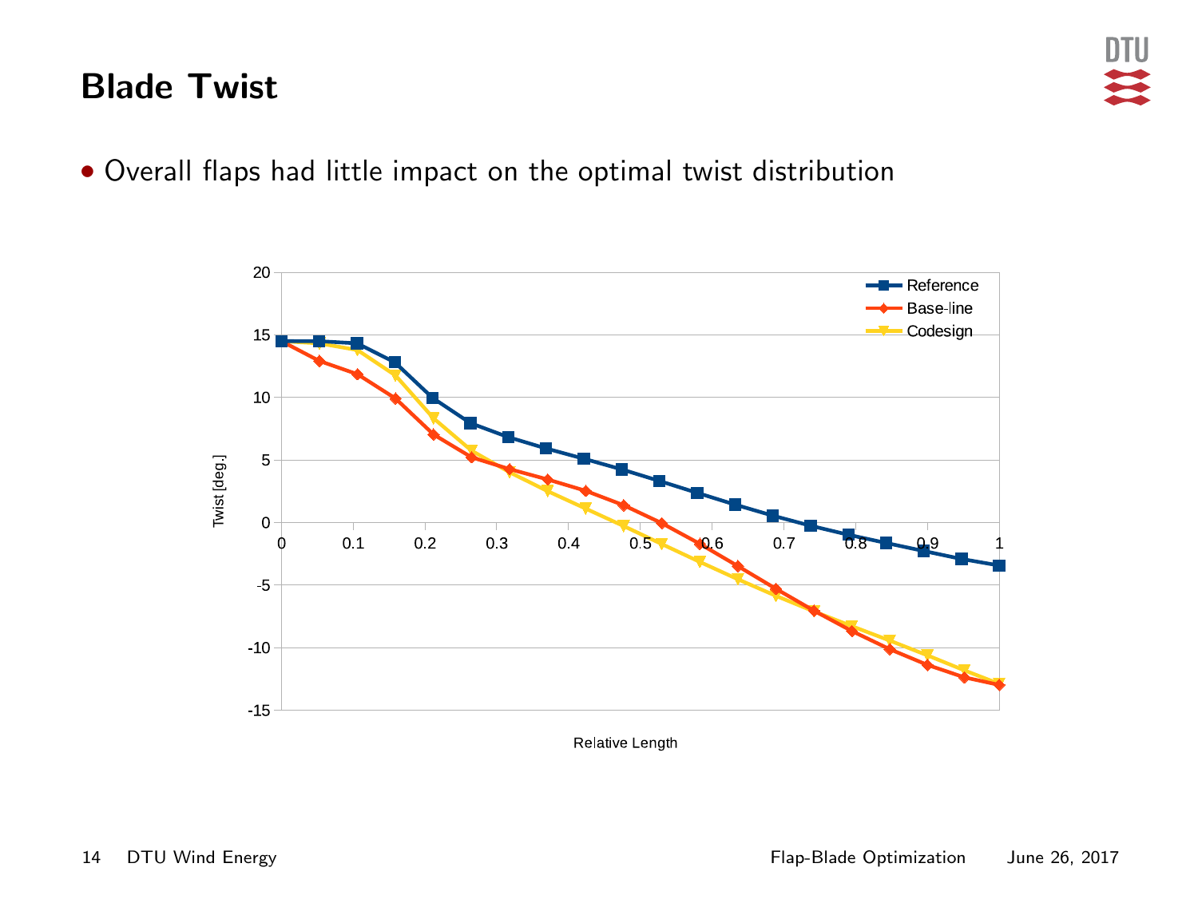# Blade Twist

- Overall flaps had little impact on the optimal twist distribution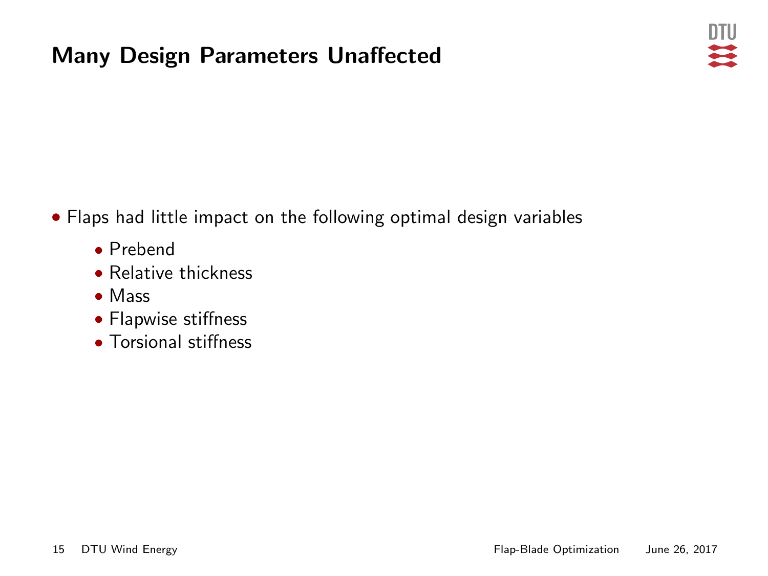# Many Design Parameters Unaffected

- Flaps had little impact on the following optimal design variables
  - Prebend
  - Relative thickness
  - Mass
  - Flapwise stiffness
  - Torsional stiffness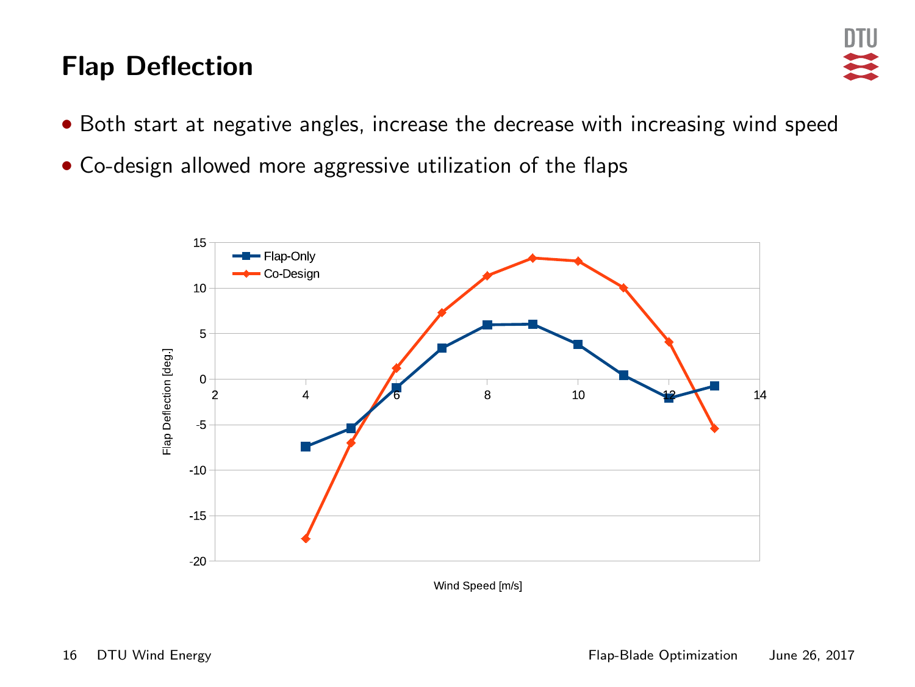# Flap Deflection

- Both start at negative angles, increase the decrease with increasing wind speed
- Co-design allowed more aggressive utilization of the flaps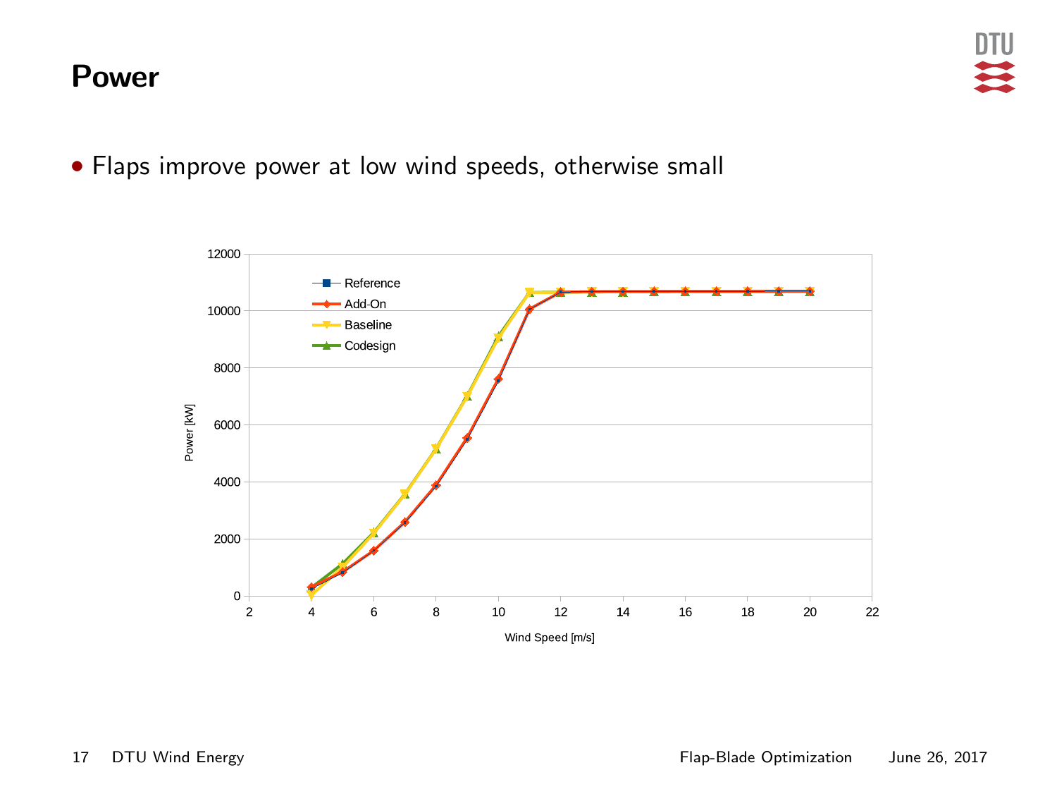# Power

- Flaps improve power at low wind speeds, otherwise small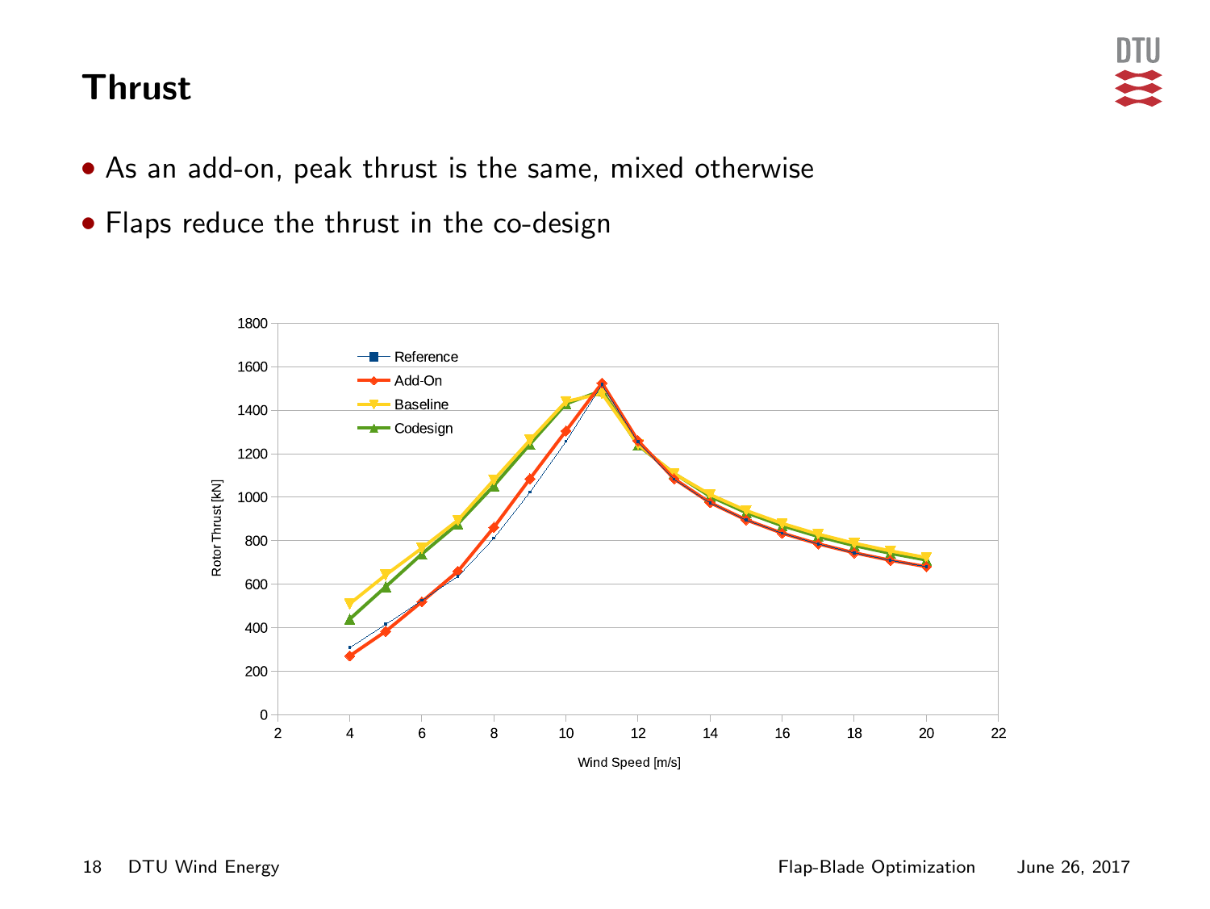# Thrust

- As an add-on, peak thrust is the same, mixed otherwise
- Flaps reduce the thrust in the co-design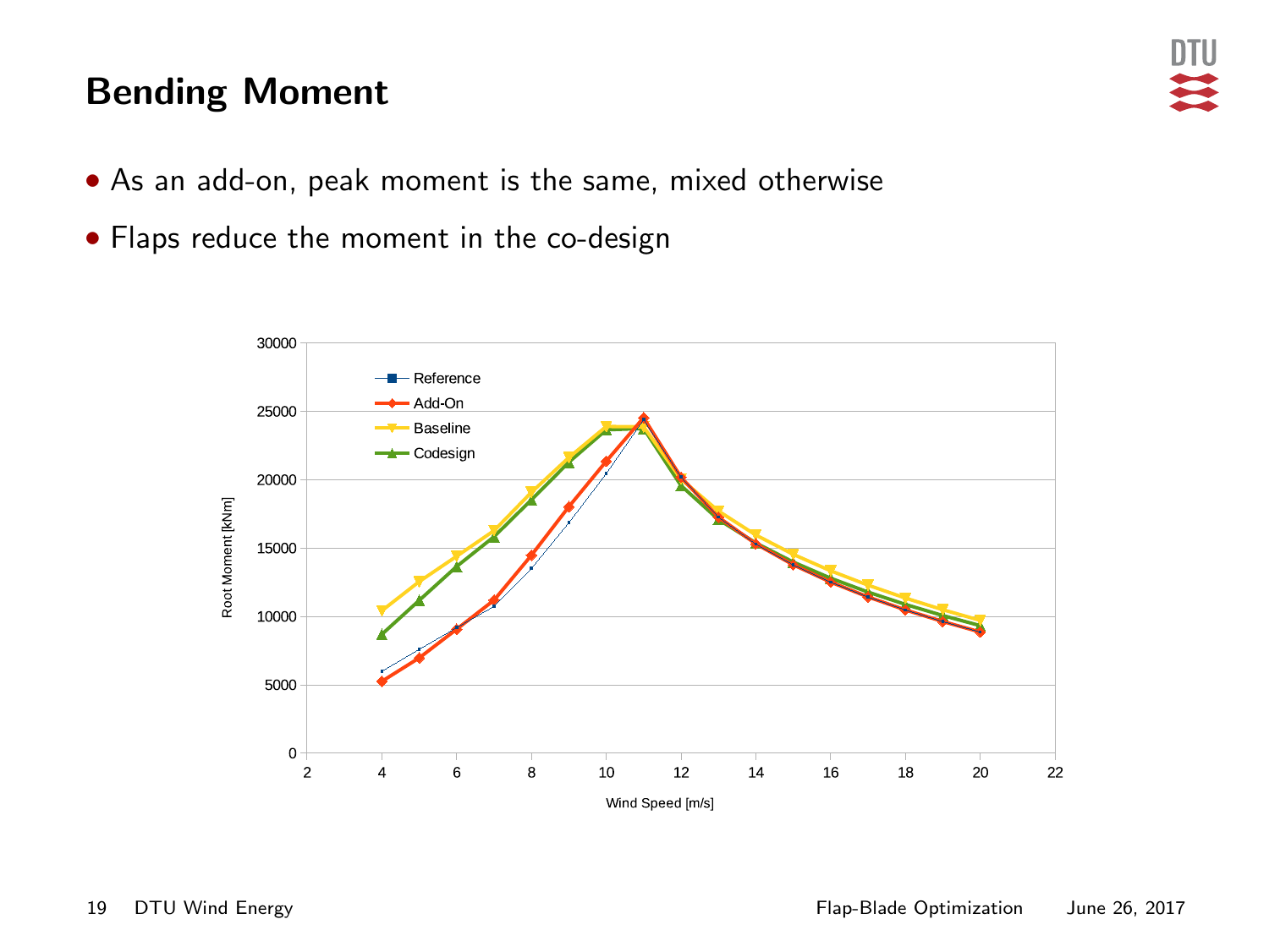# Bending Moment

- As an add-on, peak moment is the same, mixed otherwise
- Flaps reduce the moment in the co-design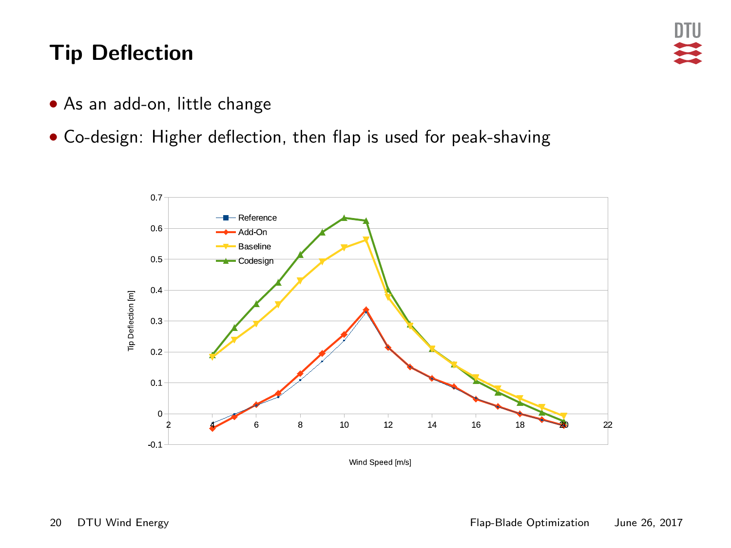# Tip Deflection

- As an add-on, little change
- Co-design: Higher deflection, then flap is used for peak-shaving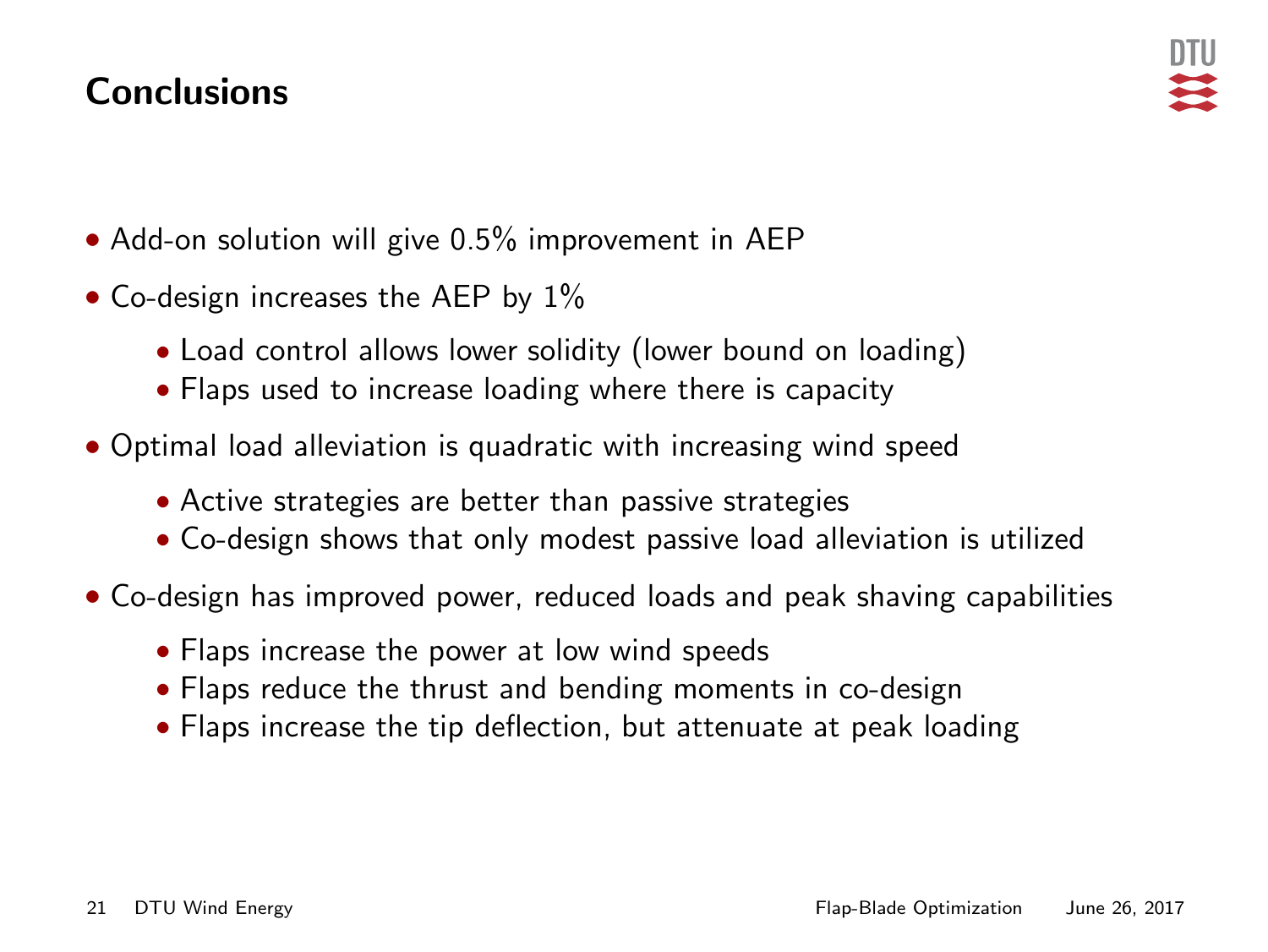# Conclusions

- Add-on solution will give 0.5% improvement in AEP
- Co-design increases the AEP by 1%
  - Load control allows lower solidity (lower bound on loading)
  - Flaps used to increase loading where there is capacity
- Optimal load alleviation is quadratic with increasing wind speed
  - Active strategies are better than passive strategies
  - Co-design shows that only modest passive load alleviation is utilized
- Co-design has improved power, reduced loads and peak shaving capabilities
  - Flaps increase the power at low wind speeds
  - Flaps reduce the thrust and bending moments in co-design
  - Flaps increase the tip deflection, but attenuate at peak loading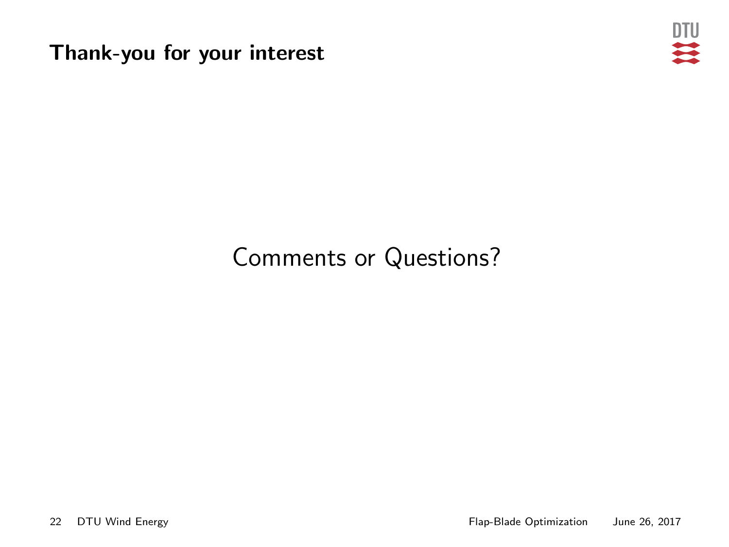# Thank-you for your interest

Comments or Questions?